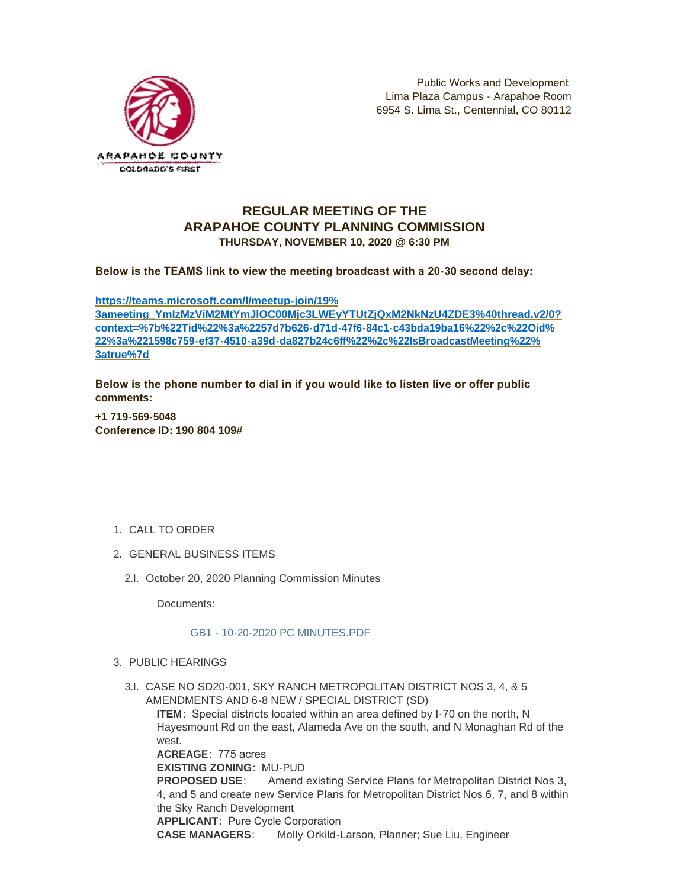Public Works and Development
Lima Plaza Campus - Arapahoe Room
6954 S. Lima St., Centennial, CO 80112

# REGULAR MEETING OF THE ARAPAHOE COUNTY PLANNING COMMISSION

**THURSDAY, NOVEMBER 10, 2020 @ 6:30 PM**

**Below is the TEAMS link to view the meeting broadcast with a 20-30 second delay:**

**https://teams.microsoft.com/l/meetup-join/19%3ameeting_YmIzMzViM2MtYmJlOC00Mjc3LWEyYTUtZjQxM2NkNzU4ZDE3%40thread.v2/0?context=%7b%22Tid%22%3a%2257d7b626-d71d-47f6-84c1-c43bda19ba16%22%2c%22Oid%22%3a%221598c759-ef37-4510-a39d-da827b24c6ff%22%2c%22IsBroadcastMeeting%22%3atrue%7d**

**Below is the phone number to dial in if you would like to listen live or offer public comments:**

**+1 719-569-5048**
**Conference ID: 190 804 109#**

1. CALL TO ORDER
2. GENERAL BUSINESS ITEMS
   - 2.I. October 20, 2020 Planning Commission Minutes

     Documents:

     GB1 - 10-20-2020 PC MINUTES.PDF
3. PUBLIC HEARINGS
   - 3.I. CASE NO SD20-001, SKY RANCH METROPOLITAN DISTRICT NOS 3, 4, & 5 AMENDMENTS AND 6-8 NEW / SPECIAL DISTRICT (SD)

     **ITEM**: Special districts located within an area defined by I-70 on the north, N Hayesmount Rd on the east, Alameda Ave on the south, and N Monaghan Rd of the west.
     **ACREAGE**: 775 acres
     **EXISTING ZONING**: MU-PUD
     **PROPOSED USE**: Amend existing Service Plans for Metropolitan District Nos 3, 4, and 5 and create new Service Plans for Metropolitan District Nos 6, 7, and 8 within the Sky Ranch Development
     **APPLICANT**: Pure Cycle Corporation
     **CASE MANAGERS**: Molly Orkild-Larson, Planner; Sue Liu, Engineer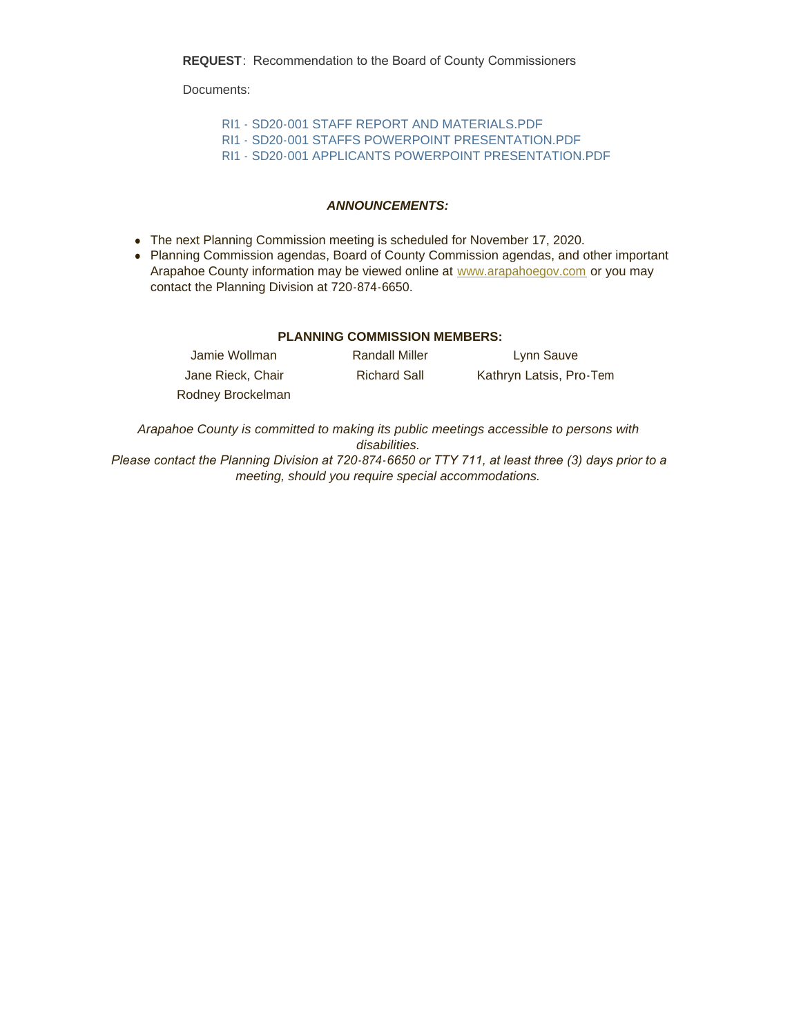**REQUEST**: Recommendation to the Board of County Commissioners

Documents:

- RI1 - SD20-001 STAFF REPORT AND MATERIALS.PDF
- RI1 - SD20-001 STAFFS POWERPOINT PRESENTATION.PDF
- RI1 - SD20-001 APPLICANTS POWERPOINT PRESENTATION.PDF

***ANNOUNCEMENTS:***

- The next Planning Commission meeting is scheduled for November 17, 2020.
- Planning Commission agendas, Board of County Commission agendas, and other important Arapahoe County information may be viewed online at www.arapahoegov.com or you may contact the Planning Division at 720-874-6650.

**PLANNING COMMISSION MEMBERS:**

| | | |
|---|---|---|
| Jamie Wollman | Randall Miller | Lynn Sauve |
| Jane Rieck, Chair | Richard Sall | Kathryn Latsis, Pro-Tem |
| Rodney Brockelman | | |

*Arapahoe County is committed to making its public meetings accessible to persons with disabilities.*
*Please contact the Planning Division at 720-874-6650 or TTY 711, at least three (3) days prior to a meeting, should you require special accommodations.*